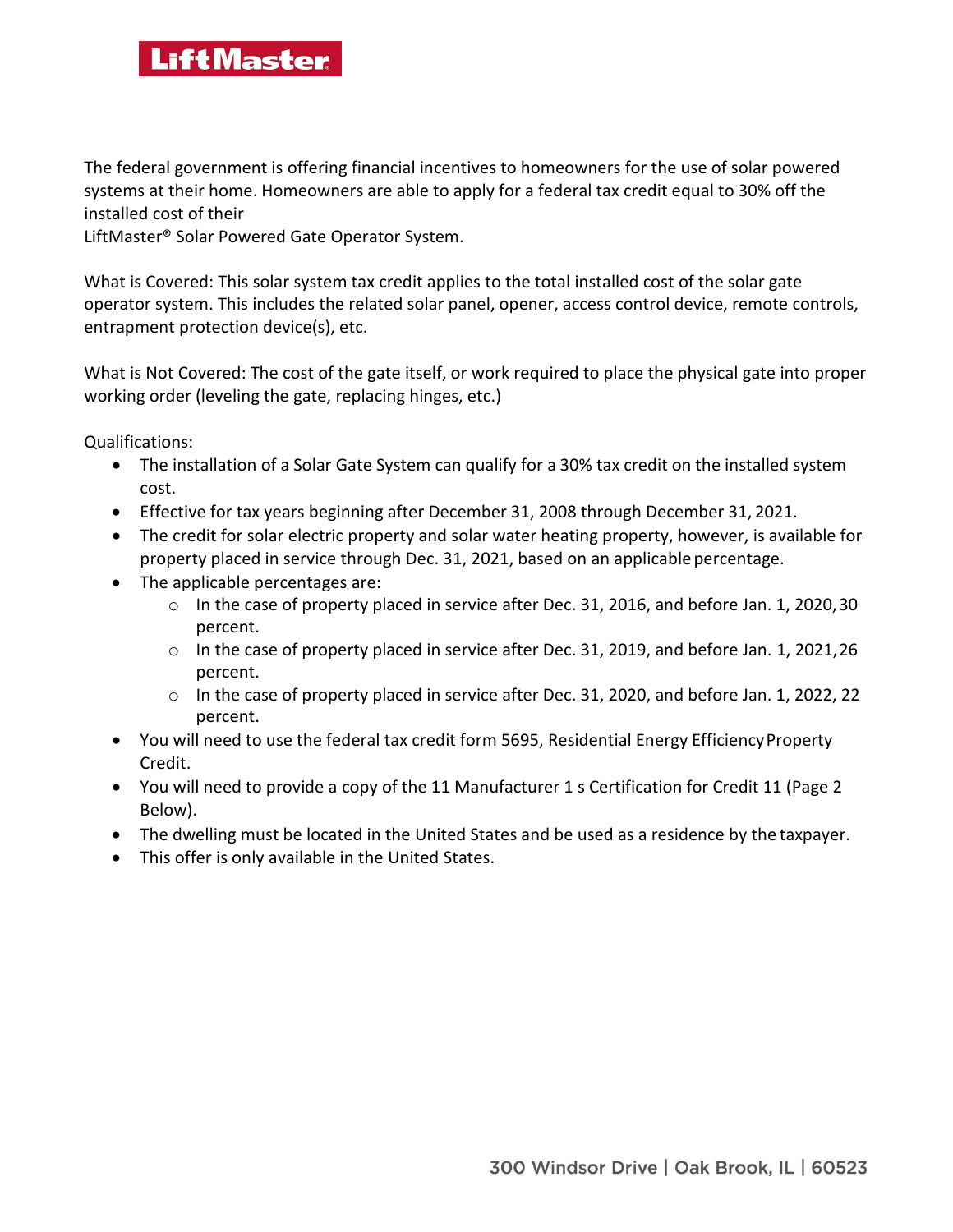LiftMaster

The federal government is offering financial incentives to homeowners for the use of solar powered systems at their home. Homeowners are able to apply for a federal tax credit equal to 30% off the installed cost of their
LiftMaster® Solar Powered Gate Operator System.

What is Covered: This solar system tax credit applies to the total installed cost of the solar gate operator system. This includes the related solar panel, opener, access control device, remote controls, entrapment protection device(s), etc.

What is Not Covered: The cost of the gate itself, or work required to place the physical gate into proper working order (leveling the gate, replacing hinges, etc.)

Qualifications:

- The installation of a Solar Gate System can qualify for a 30% tax credit on the installed system cost.
- Effective for tax years beginning after December 31, 2008 through December 31, 2021.
- The credit for solar electric property and solar water heating property, however, is available for property placed in service through Dec. 31, 2021, based on an applicable percentage.
- The applicable percentages are:
    - In the case of property placed in service after Dec. 31, 2016, and before Jan. 1, 2020, 30 percent.
    - In the case of property placed in service after Dec. 31, 2019, and before Jan. 1, 2021, 26 percent.
    - In the case of property placed in service after Dec. 31, 2020, and before Jan. 1, 2022, 22 percent.
- You will need to use the federal tax credit form 5695, Residential Energy Efficiency Property Credit.
- You will need to provide a copy of the 11 Manufacturer 1 s Certification for Credit 11 (Page 2 Below).
- The dwelling must be located in the United States and be used as a residence by the taxpayer.
- This offer is only available in the United States.

300 Windsor Drive | Oak Brook, IL | 60523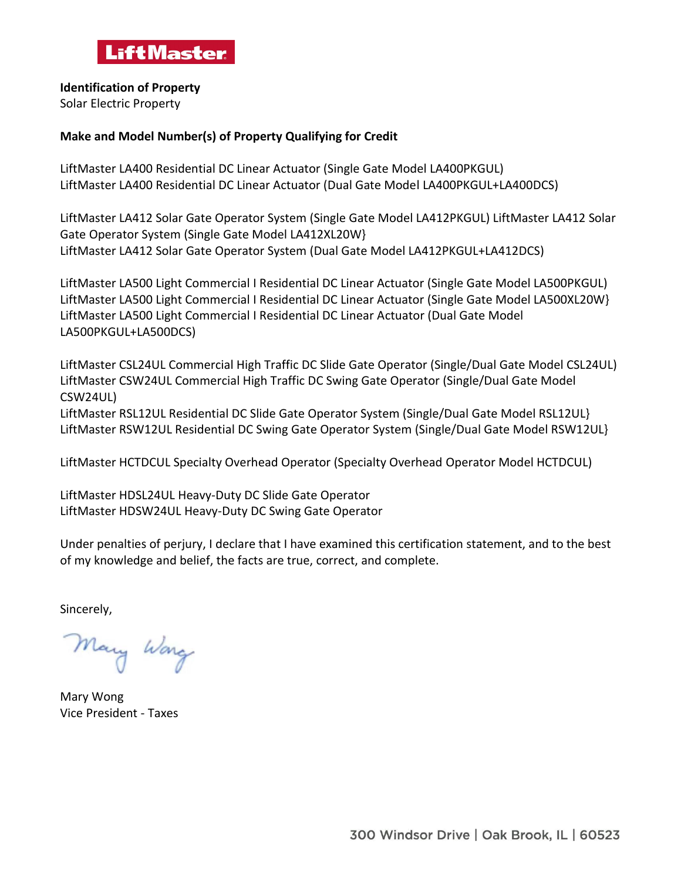LiftMaster

**Identification of Property**
Solar Electric Property

**Make and Model Number(s) of Property Qualifying for Credit**

LiftMaster LA400 Residential DC Linear Actuator (Single Gate Model LA400PKGUL)
LiftMaster LA400 Residential DC Linear Actuator (Dual Gate Model LA400PKGUL+LA400DCS)

LiftMaster LA412 Solar Gate Operator System (Single Gate Model LA412PKGUL) LiftMaster LA412 Solar Gate Operator System (Single Gate Model LA412XL20W}
LiftMaster LA412 Solar Gate Operator System (Dual Gate Model LA412PKGUL+LA412DCS)

LiftMaster LA500 Light Commercial I Residential DC Linear Actuator (Single Gate Model LA500PKGUL)
LiftMaster LA500 Light Commercial I Residential DC Linear Actuator (Single Gate Model LA500XL20W}
LiftMaster LA500 Light Commercial I Residential DC Linear Actuator (Dual Gate Model LA500PKGUL+LA500DCS)

LiftMaster CSL24UL Commercial High Traffic DC Slide Gate Operator (Single/Dual Gate Model CSL24UL)
LiftMaster CSW24UL Commercial High Traffic DC Swing Gate Operator (Single/Dual Gate Model CSW24UL)
LiftMaster RSL12UL Residential DC Slide Gate Operator System (Single/Dual Gate Model RSL12UL}
LiftMaster RSW12UL Residential DC Swing Gate Operator System (Single/Dual Gate Model RSW12UL}

LiftMaster HCTDCUL Specialty Overhead Operator (Specialty Overhead Operator Model HCTDCUL)

LiftMaster HDSL24UL Heavy-Duty DC Slide Gate Operator
LiftMaster HDSW24UL Heavy-Duty DC Swing Gate Operator

Under penalties of perjury, I declare that I have examined this certification statement, and to the best of my knowledge and belief, the facts are true, correct, and complete.

Sincerely,

Mary Wong

Mary Wong
Vice President - Taxes

300 Windsor Drive | Oak Brook, IL | 60523